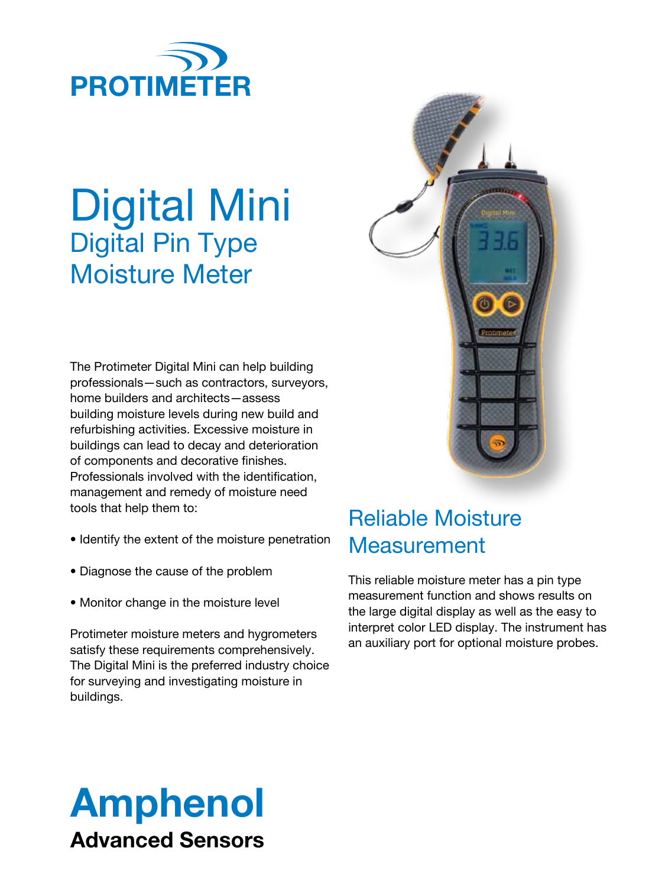PROTIMETER

# Digital Mini

## Digital Pin Type Moisture Meter

The Protimeter Digital Mini can help building professionals—such as contractors, surveyors, home builders and architects—assess building moisture levels during new build and refurbishing activities. Excessive moisture in buildings can lead to decay and deterioration of components and decorative finishes. Professionals involved with the identification, management and remedy of moisture need tools that help them to:

- Identify the extent of the moisture penetration
- Diagnose the cause of the problem
- Monitor change in the moisture level

Protimeter moisture meters and hygrometers satisfy these requirements comprehensively. The Digital Mini is the preferred industry choice for surveying and investigating moisture in buildings.

## Reliable Moisture Measurement

This reliable moisture meter has a pin type measurement function and shows results on the large digital display as well as the easy to interpret color LED display. The instrument has an auxiliary port for optional moisture probes.

**Amphenol**
**Advanced Sensors**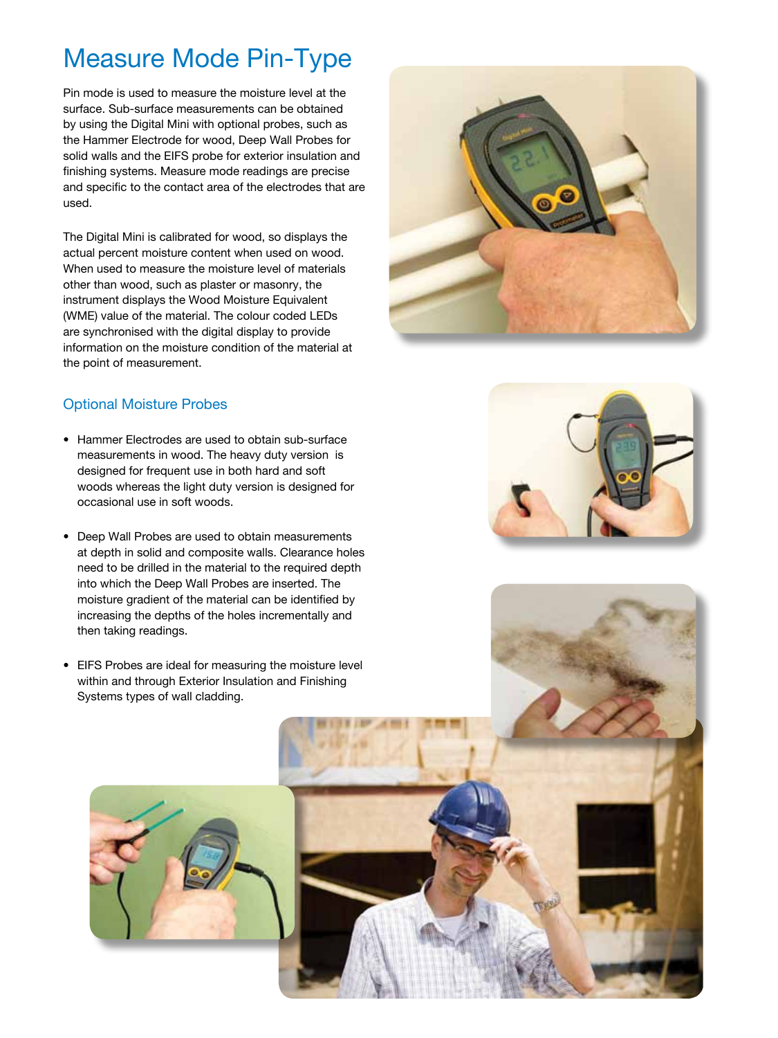# Measure Mode Pin-Type

Pin mode is used to measure the moisture level at the surface. Sub-surface measurements can be obtained by using the Digital Mini with optional probes, such as the Hammer Electrode for wood, Deep Wall Probes for solid walls and the EIFS probe for exterior insulation and finishing systems. Measure mode readings are precise and specific to the contact area of the electrodes that are used.

The Digital Mini is calibrated for wood, so displays the actual percent moisture content when used on wood. When used to measure the moisture level of materials other than wood, such as plaster or masonry, the instrument displays the Wood Moisture Equivalent (WME) value of the material. The colour coded LEDs are synchronised with the digital display to provide information on the moisture condition of the material at the point of measurement.

## Optional Moisture Probes

- Hammer Electrodes are used to obtain sub-surface measurements in wood. The heavy duty version is designed for frequent use in both hard and soft woods whereas the light duty version is designed for occasional use in soft woods.

- Deep Wall Probes are used to obtain measurements at depth in solid and composite walls. Clearance holes need to be drilled in the material to the required depth into which the Deep Wall Probes are inserted. The moisture gradient of the material can be identified by increasing the depths of the holes incrementally and then taking readings.

- EIFS Probes are ideal for measuring the moisture level within and through Exterior Insulation and Finishing Systems types of wall cladding.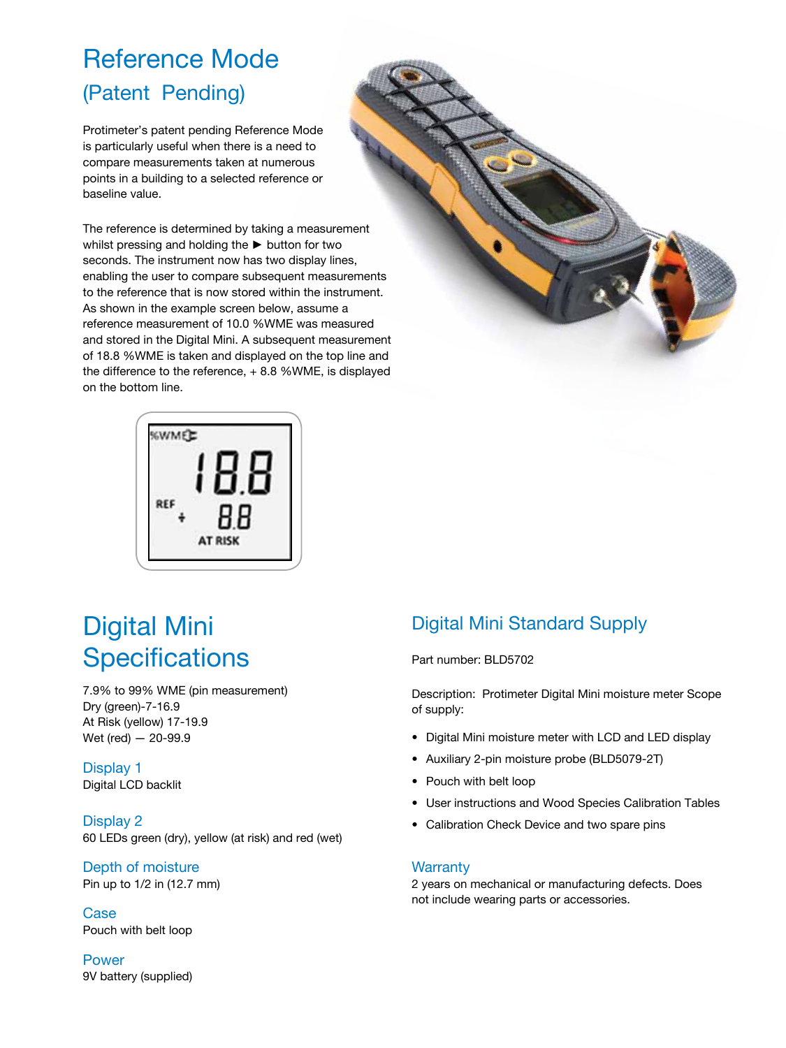# Reference Mode

## (Patent Pending)

Protimeter's patent pending Reference Mode is particularly useful when there is a need to compare measurements taken at numerous points in a building to a selected reference or baseline value.

The reference is determined by taking a measurement whilst pressing and holding the ► button for two seconds. The instrument now has two display lines, enabling the user to compare subsequent measurements to the reference that is now stored within the instrument. As shown in the example screen below, assume a reference measurement of 10.0 %WME was measured and stored in the Digital Mini. A subsequent measurement of 18.8 %WME is taken and displayed on the top line and the difference to the reference, + 8.8 %WME, is displayed on the bottom line.

# Digital Mini Specifications

7.9% to 99% WME (pin measurement)
Dry (green)-7-16.9
At Risk (yellow) 17-19.9
Wet (red) — 20-99.9

## Display 1

Digital LCD backlit

## Display 2

60 LEDs green (dry), yellow (at risk) and red (wet)

## Depth of moisture

Pin up to 1/2 in (12.7 mm)

## Case

Pouch with belt loop

## Power

9V battery (supplied)

## Digital Mini Standard Supply

Part number: BLD5702

Description: Protimeter Digital Mini moisture meter Scope of supply:

- Digital Mini moisture meter with LCD and LED display
- Auxiliary 2-pin moisture probe (BLD5079-2T)
- Pouch with belt loop
- User instructions and Wood Species Calibration Tables
- Calibration Check Device and two spare pins

## Warranty

2 years on mechanical or manufacturing defects. Does not include wearing parts or accessories.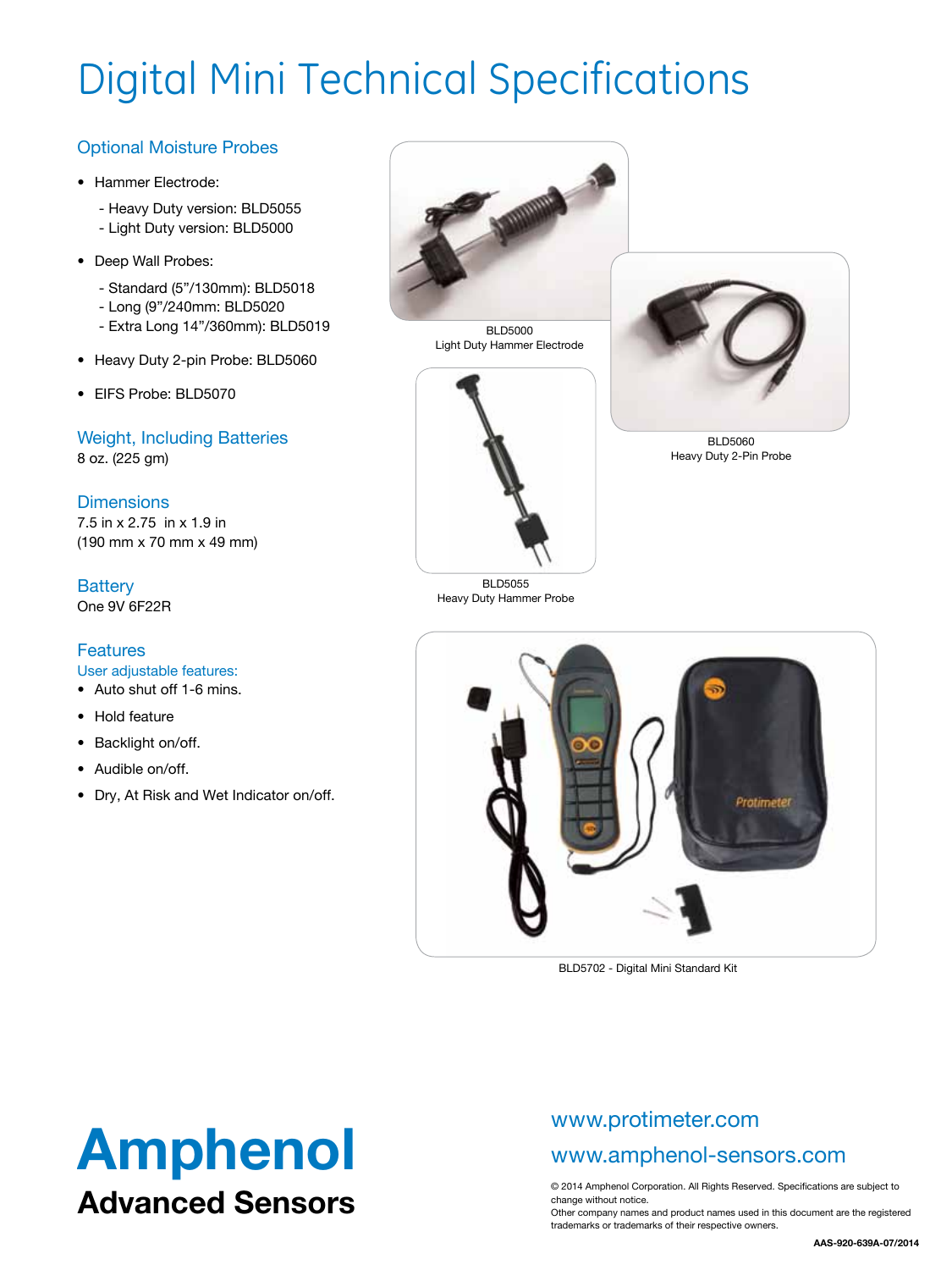# Digital Mini Technical Specifications

## Optional Moisture Probes

- Hammer Electrode:
  - Heavy Duty version: BLD5055
  - Light Duty version: BLD5000
- Deep Wall Probes:
  - Standard (5"/130mm): BLD5018
  - Long (9"/240mm: BLD5020
  - Extra Long 14"/360mm): BLD5019
- Heavy Duty 2-pin Probe: BLD5060
- EIFS Probe: BLD5070

## Weight, Including Batteries

8 oz. (225 gm)

## Dimensions

7.5 in x 2.75 in x 1.9 in
(190 mm x 70 mm x 49 mm)

## Battery

One 9V 6F22R

## Features

### User adjustable features:

- Auto shut off 1-6 mins.
- Hold feature
- Backlight on/off.
- Audible on/off.
- Dry, At Risk and Wet Indicator on/off.

BLD5000
Light Duty Hammer Electrode

BLD5060
Heavy Duty 2-Pin Probe

BLD5055
Heavy Duty Hammer Probe

BLD5702 - Digital Mini Standard Kit

**Amphenol**
**Advanced Sensors**

www.protimeter.com

www.amphenol-sensors.com

© 2014 Amphenol Corporation. All Rights Reserved. Specifications are subject to change without notice.
Other company names and product names used in this document are the registered trademarks or trademarks of their respective owners.

AAS-920-639A-07/2014